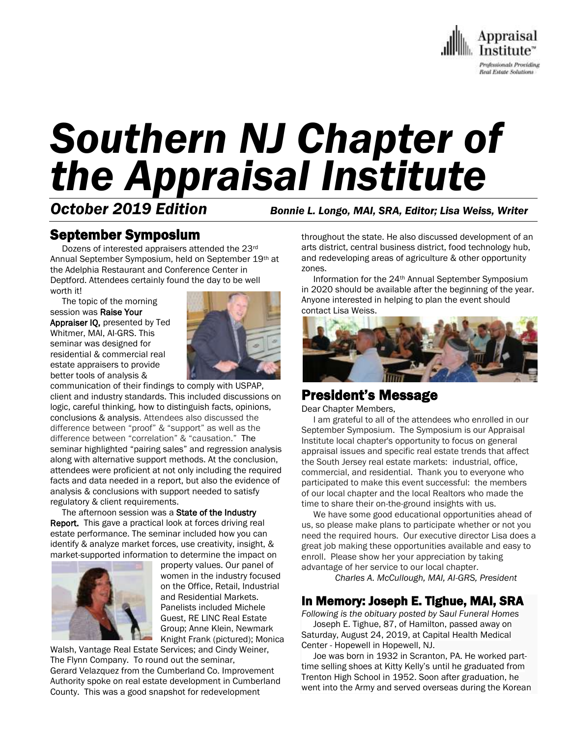Appraisal Institute
*Professionals Providing Real Estate Solutions*

# Southern NJ Chapter of the Appraisal Institute

***October 2019 Edition*** ***Bonnie L. Longo, MAI, SRA, Editor; Lisa Weiss, Writer***

## September Symposium

Dozens of interested appraisers attended the 23rd Annual September Symposium, held on September 19th at the Adelphia Restaurant and Conference Center in Deptford. Attendees certainly found the day to be well worth it!

The topic of the morning session was **Raise Your Appraiser IQ,** presented by Ted Whitmer, MAI, AI-GRS. This seminar was designed for residential & commercial real estate appraisers to provide better tools of analysis & communication of their findings to comply with USPAP, client and industry standards. This included discussions on logic, careful thinking, how to distinguish facts, opinions, conclusions & analysis. Attendees also discussed the difference between "proof" & "support" as well as the difference between "correlation" & "causation." The seminar highlighted "pairing sales" and regression analysis along with alternative support methods. At the conclusion, attendees were proficient at not only including the required facts and data needed in a report, but also the evidence of analysis & conclusions with support needed to satisfy regulatory & client requirements.

The afternoon session was a **State of the Industry Report.** This gave a practical look at forces driving real estate performance. The seminar included how you can identify & analyze market forces, use creativity, insight, & market-supported information to determine the impact on property values. Our panel of women in the industry focused on the Office, Retail, Industrial and Residential Markets. Panelists included Michele Guest, RE LINC Real Estate Group; Anne Klein, Newmark Knight Frank (pictured); Monica Walsh, Vantage Real Estate Services; and Cindy Weiner, The Flynn Company. To round out the seminar, Gerard Velazquez from the Cumberland Co. Improvement Authority spoke on real estate development in Cumberland County. This was a good snapshot for redevelopment throughout the state. He also discussed development of an arts district, central business district, food technology hub, and redeveloping areas of agriculture & other opportunity zones.

Information for the 24th Annual September Symposium in 2020 should be available after the beginning of the year. Anyone interested in helping to plan the event should contact Lisa Weiss.

## President's Message

Dear Chapter Members,

I am grateful to all of the attendees who enrolled in our September Symposium. The Symposium is our Appraisal Institute local chapter's opportunity to focus on general appraisal issues and specific real estate trends that affect the South Jersey real estate markets: industrial, office, commercial, and residential. Thank you to everyone who participated to make this event successful: the members of our local chapter and the local Realtors who made the time to share their on-the-ground insights with us.

We have some good educational opportunities ahead of us, so please make plans to participate whether or not you need the required hours. Our executive director Lisa does a great job making these opportunities available and easy to enroll. Please show her your appreciation by taking advantage of her service to our local chapter.

*Charles A. McCullough, MAI, AI-GRS, President*

## In Memory: Joseph E. Tighue, MAI, SRA

*Following is the obituary posted by Saul Funeral Homes*

Joseph E. Tighue, 87, of Hamilton, passed away on Saturday, August 24, 2019, at Capital Health Medical Center - Hopewell in Hopewell, NJ.

Joe was born in 1932 in Scranton, PA. He worked part-time selling shoes at Kitty Kelly's until he graduated from Trenton High School in 1952. Soon after graduation, he went into the Army and served overseas during the Korean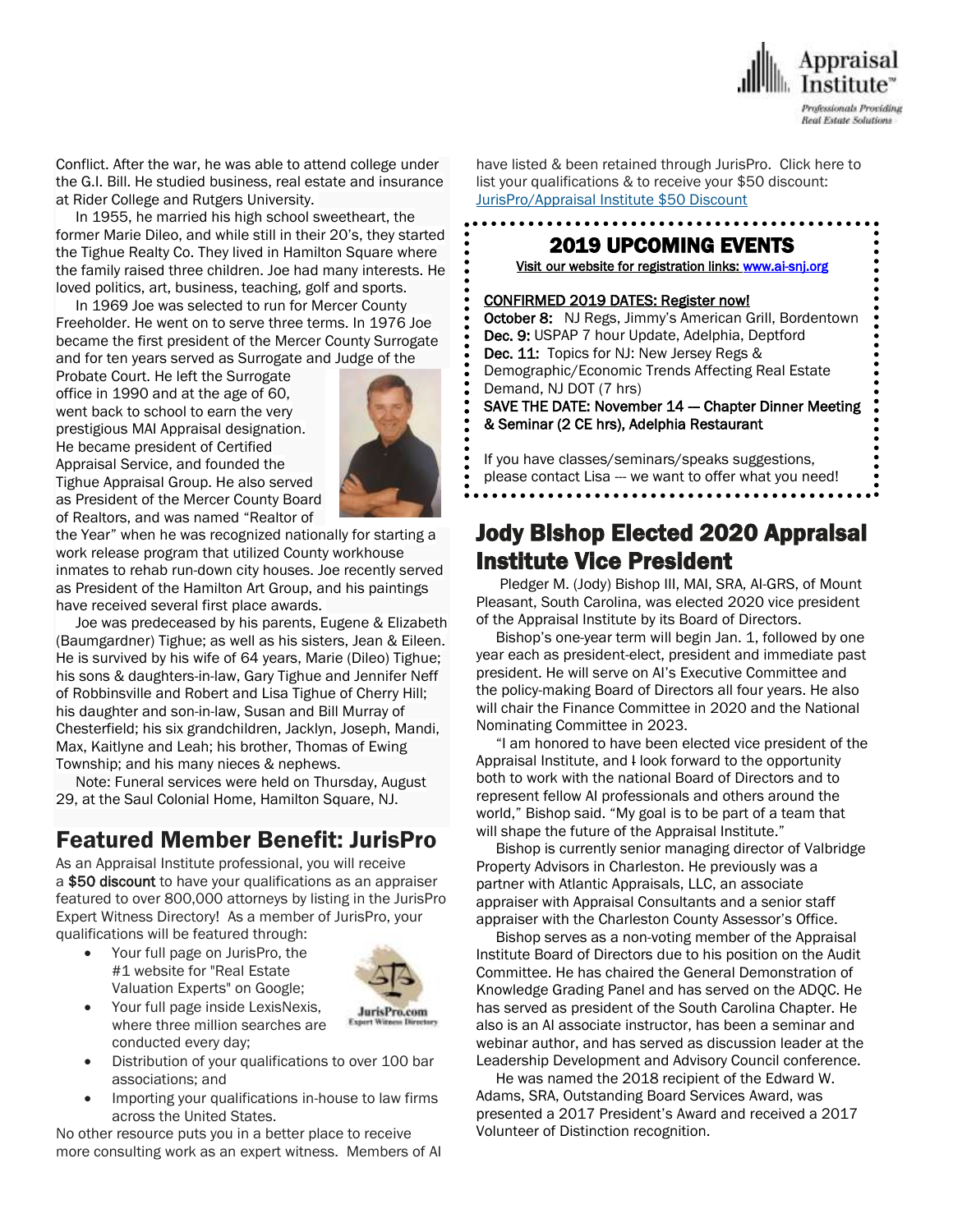Conflict. After the war, he was able to attend college under the G.I. Bill. He studied business, real estate and insurance at Rider College and Rutgers University.

In 1955, he married his high school sweetheart, the former Marie Dileo, and while still in their 20's, they started the Tighue Realty Co. They lived in Hamilton Square where the family raised three children. Joe had many interests. He loved politics, art, business, teaching, golf and sports.

In 1969 Joe was selected to run for Mercer County Freeholder. He went on to serve three terms. In 1976 Joe became the first president of the Mercer County Surrogate and for ten years served as Surrogate and Judge of the Probate Court. He left the Surrogate office in 1990 and at the age of 60, went back to school to earn the very prestigious MAI Appraisal designation. He became president of Certified Appraisal Service, and founded the Tighue Appraisal Group. He also served as President of the Mercer County Board of Realtors, and was named "Realtor of the Year" when he was recognized nationally for starting a work release program that utilized County workhouse inmates to rehab run-down city houses. Joe recently served as President of the Hamilton Art Group, and his paintings have received several first place awards.

Joe was predeceased by his parents, Eugene & Elizabeth (Baumgardner) Tighue; as well as his sisters, Jean & Eileen. He is survived by his wife of 64 years, Marie (Dileo) Tighue; his sons & daughters-in-law, Gary Tighue and Jennifer Neff of Robbinsville and Robert and Lisa Tighue of Cherry Hill; his daughter and son-in-law, Susan and Bill Murray of Chesterfield; his six grandchildren, Jacklyn, Joseph, Mandi, Max, Kaitlyne and Leah; his brother, Thomas of Ewing Township; and his many nieces & nephews.

Note: Funeral services were held on Thursday, August 29, at the Saul Colonial Home, Hamilton Square, NJ.

## Featured Member Benefit: JurisPro

As an Appraisal Institute professional, you will receive a **$50 discount** to have your qualifications as an appraiser featured to over 800,000 attorneys by listing in the JurisPro Expert Witness Directory! As a member of JurisPro, your qualifications will be featured through:

- Your full page on JurisPro, the #1 website for "Real Estate Valuation Experts" on Google;
- Your full page inside LexisNexis, where three million searches are conducted every day;
- Distribution of your qualifications to over 100 bar associations; and
- Importing your qualifications in-house to law firms across the United States.

No other resource puts you in a better place to receive more consulting work as an expert witness. Members of AI have listed & been retained through JurisPro. Click here to list your qualifications & to receive your $50 discount: JurisPro/Appraisal Institute $50 Discount

## 2019 UPCOMING EVENTS

Visit our website for registration links: www.ai-snj.org

CONFIRMED 2019 DATES: Register now!

**October 8:** NJ Regs, Jimmy's American Grill, Bordentown
**Dec. 9:** USPAP 7 hour Update, Adelphia, Deptford
**Dec. 11:** Topics for NJ: New Jersey Regs & Demographic/Economic Trends Affecting Real Estate Demand, NJ DOT (7 hrs)
SAVE THE DATE: November 14 — Chapter Dinner Meeting & Seminar (2 CE hrs), Adelphia Restaurant

If you have classes/seminars/speaks suggestions, please contact Lisa — we want to offer what you need!

## Jody Bishop Elected 2020 Appraisal Institute Vice President

Pledger M. (Jody) Bishop III, MAI, SRA, AI-GRS, of Mount Pleasant, South Carolina, was elected 2020 vice president of the Appraisal Institute by its Board of Directors.

Bishop's one-year term will begin Jan. 1, followed by one year each as president-elect, president and immediate past president. He will serve on AI's Executive Committee and the policy-making Board of Directors all four years. He also will chair the Finance Committee in 2020 and the National Nominating Committee in 2023.

"I am honored to have been elected vice president of the Appraisal Institute, and I look forward to the opportunity both to work with the national Board of Directors and to represent fellow AI professionals and others around the world," Bishop said. "My goal is to be part of a team that will shape the future of the Appraisal Institute."

Bishop is currently senior managing director of Valbridge Property Advisors in Charleston. He previously was a partner with Atlantic Appraisals, LLC, an associate appraiser with Appraisal Consultants and a senior staff appraiser with the Charleston County Assessor's Office.

Bishop serves as a non-voting member of the Appraisal Institute Board of Directors due to his position on the Audit Committee. He has chaired the General Demonstration of Knowledge Grading Panel and has served on the ADQC. He has served as president of the South Carolina Chapter. He also is an AI associate instructor, has been a seminar and webinar author, and has served as discussion leader at the Leadership Development and Advisory Council conference.

He was named the 2018 recipient of the Edward W. Adams, SRA, Outstanding Board Services Award, was presented a 2017 President's Award and received a 2017 Volunteer of Distinction recognition.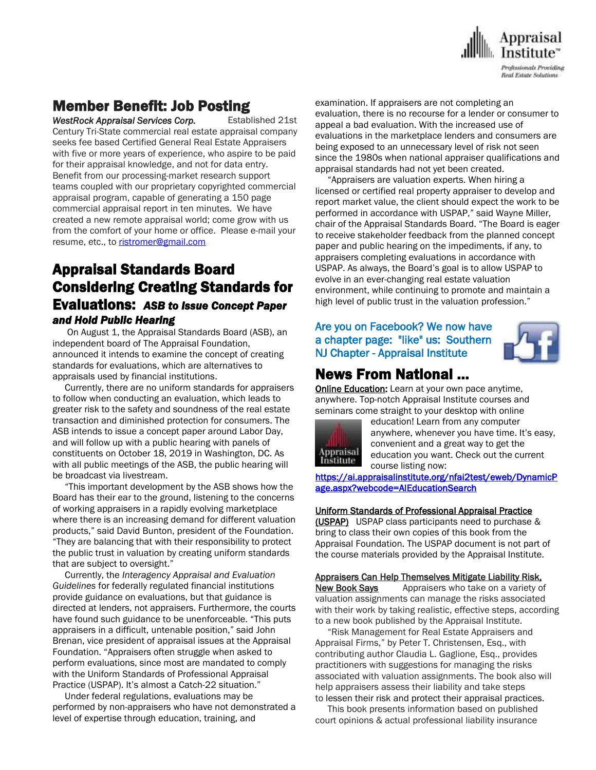## Member Benefit: Job Posting

***WestRock Appraisal Services Corp.*** Established 21st Century Tri-State commercial real estate appraisal company seeks fee based Certified General Real Estate Appraisers with five or more years of experience, who aspire to be paid for their appraisal knowledge, and not for data entry. Benefit from our processing-market research support teams coupled with our proprietary copyrighted commercial appraisal program, capable of generating a 150 page commercial appraisal report in ten minutes. We have created a new remote appraisal world; come grow with us from the comfort of your home or office. Please e-mail your resume, etc., to ristromer@gmail.com

## Appraisal Standards Board Considering Creating Standards for Evaluations: *ASB to Issue Concept Paper and Hold Public Hearing*

On August 1, the Appraisal Standards Board (ASB), an independent board of The Appraisal Foundation, announced it intends to examine the concept of creating standards for evaluations, which are alternatives to appraisals used by financial institutions.

Currently, there are no uniform standards for appraisers to follow when conducting an evaluation, which leads to greater risk to the safety and soundness of the real estate transaction and diminished protection for consumers. The ASB intends to issue a concept paper around Labor Day, and will follow up with a public hearing with panels of constituents on October 18, 2019 in Washington, DC. As with all public meetings of the ASB, the public hearing will be broadcast via livestream.

"This important development by the ASB shows how the Board has their ear to the ground, listening to the concerns of working appraisers in a rapidly evolving marketplace where there is an increasing demand for different valuation products," said David Bunton, president of the Foundation. "They are balancing that with their responsibility to protect the public trust in valuation by creating uniform standards that are subject to oversight."

Currently, the *Interagency Appraisal and Evaluation Guidelines* for federally regulated financial institutions provide guidance on evaluations, but that guidance is directed at lenders, not appraisers. Furthermore, the courts have found such guidance to be unenforceable. "This puts appraisers in a difficult, untenable position," said John Brenan, vice president of appraisal issues at the Appraisal Foundation. "Appraisers often struggle when asked to perform evaluations, since most are mandated to comply with the Uniform Standards of Professional Appraisal Practice (USPAP). It's almost a Catch-22 situation."

Under federal regulations, evaluations may be performed by non-appraisers who have not demonstrated a level of expertise through education, training, and examination. If appraisers are not completing an evaluation, there is no recourse for a lender or consumer to appeal a bad evaluation. With the increased use of evaluations in the marketplace lenders and consumers are being exposed to an unnecessary level of risk not seen since the 1980s when national appraiser qualifications and appraisal standards had not yet been created.

"Appraisers are valuation experts. When hiring a licensed or certified real property appraiser to develop and report market value, the client should expect the work to be performed in accordance with USPAP," said Wayne Miller, chair of the Appraisal Standards Board. "The Board is eager to receive stakeholder feedback from the planned concept paper and public hearing on the impediments, if any, to appraisers completing evaluations in accordance with USPAP. As always, the Board's goal is to allow USPAP to evolve in an ever-changing real estate valuation environment, while continuing to promote and maintain a high level of public trust in the valuation profession."

Are you on Facebook? We now have a chapter page: "like" us: Southern NJ Chapter - Appraisal Institute

## News From National ...

**Online Education:** Learn at your own pace anytime, anywhere. Top-notch Appraisal Institute courses and seminars come straight to your desktop with online education! Learn from any computer anywhere, whenever you have time. It's easy, convenient and a great way to get the education you want. Check out the current course listing now: https://ai.appraisalinstitute.org/nfai2test/eweb/DynamicPage.aspx?webcode=AIEducationSearch

**Uniform Standards of Professional Appraisal Practice (USPAP)** USPAP class participants need to purchase & bring to class their own copies of this book from the Appraisal Foundation. The USPAP document is not part of the course materials provided by the Appraisal Institute.

**Appraisers Can Help Themselves Mitigate Liability Risk, New Book Says** Appraisers who take on a variety of valuation assignments can manage the risks associated with their work by taking realistic, effective steps, according to a new book published by the Appraisal Institute.

"Risk Management for Real Estate Appraisers and Appraisal Firms," by Peter T. Christensen, Esq., with contributing author Claudia L. Gaglione, Esq., provides practitioners with suggestions for managing the risks associated with valuation assignments. The book also will help appraisers assess their liability and take steps to lessen their risk and protect their appraisal practices.

This book presents information based on published court opinions & actual professional liability insurance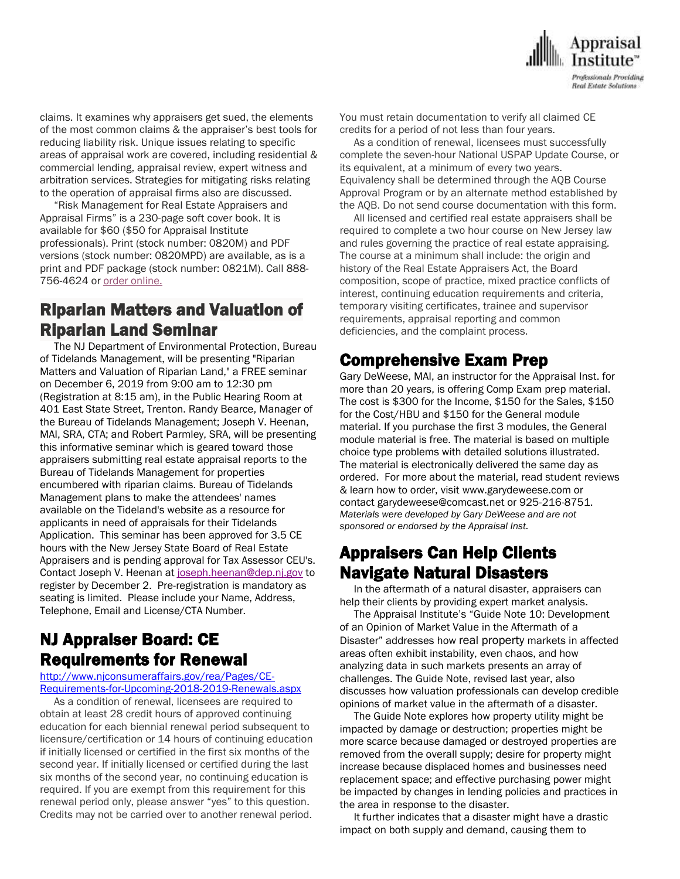claims. It examines why appraisers get sued, the elements of the most common claims & the appraiser's best tools for reducing liability risk. Unique issues relating to specific areas of appraisal work are covered, including residential & commercial lending, appraisal review, expert witness and arbitration services. Strategies for mitigating risks relating to the operation of appraisal firms also are discussed.

"Risk Management for Real Estate Appraisers and Appraisal Firms" is a 230-page soft cover book. It is available for $60 ($50 for Appraisal Institute professionals). Print (stock number: 0820M) and PDF versions (stock number: 0820MPD) are available, as is a print and PDF package (stock number: 0821M). Call 888-756-4624 or order online.

## Riparian Matters and Valuation of Riparian Land Seminar

The NJ Department of Environmental Protection, Bureau of Tidelands Management, will be presenting "Riparian Matters and Valuation of Riparian Land," a FREE seminar on December 6, 2019 from 9:00 am to 12:30 pm (Registration at 8:15 am), in the Public Hearing Room at 401 East State Street, Trenton. Randy Bearce, Manager of the Bureau of Tidelands Management; Joseph V. Heenan, MAI, SRA, CTA; and Robert Parmley, SRA, will be presenting this informative seminar which is geared toward those appraisers submitting real estate appraisal reports to the Bureau of Tidelands Management for properties encumbered with riparian claims. Bureau of Tidelands Management plans to make the attendees' names available on the Tideland's website as a resource for applicants in need of appraisals for their Tidelands Application. This seminar has been approved for 3.5 CE hours with the New Jersey State Board of Real Estate Appraisers and is pending approval for Tax Assessor CEU's. Contact Joseph V. Heenan at joseph.heenan@dep.nj.gov to register by December 2. Pre-registration is mandatory as seating is limited. Please include your Name, Address, Telephone, Email and License/CTA Number.

## NJ Appraiser Board: CE Requirements for Renewal

http://www.njconsumeraffairs.gov/rea/Pages/CE-Requirements-for-Upcoming-2018-2019-Renewals.aspx

As a condition of renewal, licensees are required to obtain at least 28 credit hours of approved continuing education for each biennial renewal period subsequent to licensure/certification or 14 hours of continuing education if initially licensed or certified in the first six months of the second year. If initially licensed or certified during the last six months of the second year, no continuing education is required. If you are exempt from this requirement for this renewal period only, please answer "yes" to this question. Credits may not be carried over to another renewal period. You must retain documentation to verify all claimed CE credits for a period of not less than four years.

As a condition of renewal, licensees must successfully complete the seven-hour National USPAP Update Course, or its equivalent, at a minimum of every two years. Equivalency shall be determined through the AQB Course Approval Program or by an alternate method established by the AQB. Do not send course documentation with this form.

All licensed and certified real estate appraisers shall be required to complete a two hour course on New Jersey law and rules governing the practice of real estate appraising. The course at a minimum shall include: the origin and history of the Real Estate Appraisers Act, the Board composition, scope of practice, mixed practice conflicts of interest, continuing education requirements and criteria, temporary visiting certificates, trainee and supervisor requirements, appraisal reporting and common deficiencies, and the complaint process.

## Comprehensive Exam Prep

Gary DeWeese, MAI, an instructor for the Appraisal Inst. for more than 20 years, is offering Comp Exam prep material. The cost is $300 for the Income, $150 for the Sales, $150 for the Cost/HBU and $150 for the General module material. If you purchase the first 3 modules, the General module material is free. The material is based on multiple choice type problems with detailed solutions illustrated. The material is electronically delivered the same day as ordered. For more about the material, read student reviews & learn how to order, visit www.garydeweese.com or contact garydeweese@comcast.net or 925-216-8751.

*Materials were developed by Gary DeWeese and are not sponsored or endorsed by the Appraisal Inst.*

## Appraisers Can Help Clients Navigate Natural Disasters

In the aftermath of a natural disaster, appraisers can help their clients by providing expert market analysis.

The Appraisal Institute's "Guide Note 10: Development of an Opinion of Market Value in the Aftermath of a Disaster" addresses how real property markets in affected areas often exhibit instability, even chaos, and how analyzing data in such markets presents an array of challenges. The Guide Note, revised last year, also discusses how valuation professionals can develop credible opinions of market value in the aftermath of a disaster.

The Guide Note explores how property utility might be impacted by damage or destruction; properties might be more scarce because damaged or destroyed properties are removed from the overall supply; desire for property might increase because displaced homes and businesses need replacement space; and effective purchasing power might be impacted by changes in lending policies and practices in the area in response to the disaster.

It further indicates that a disaster might have a drastic impact on both supply and demand, causing them to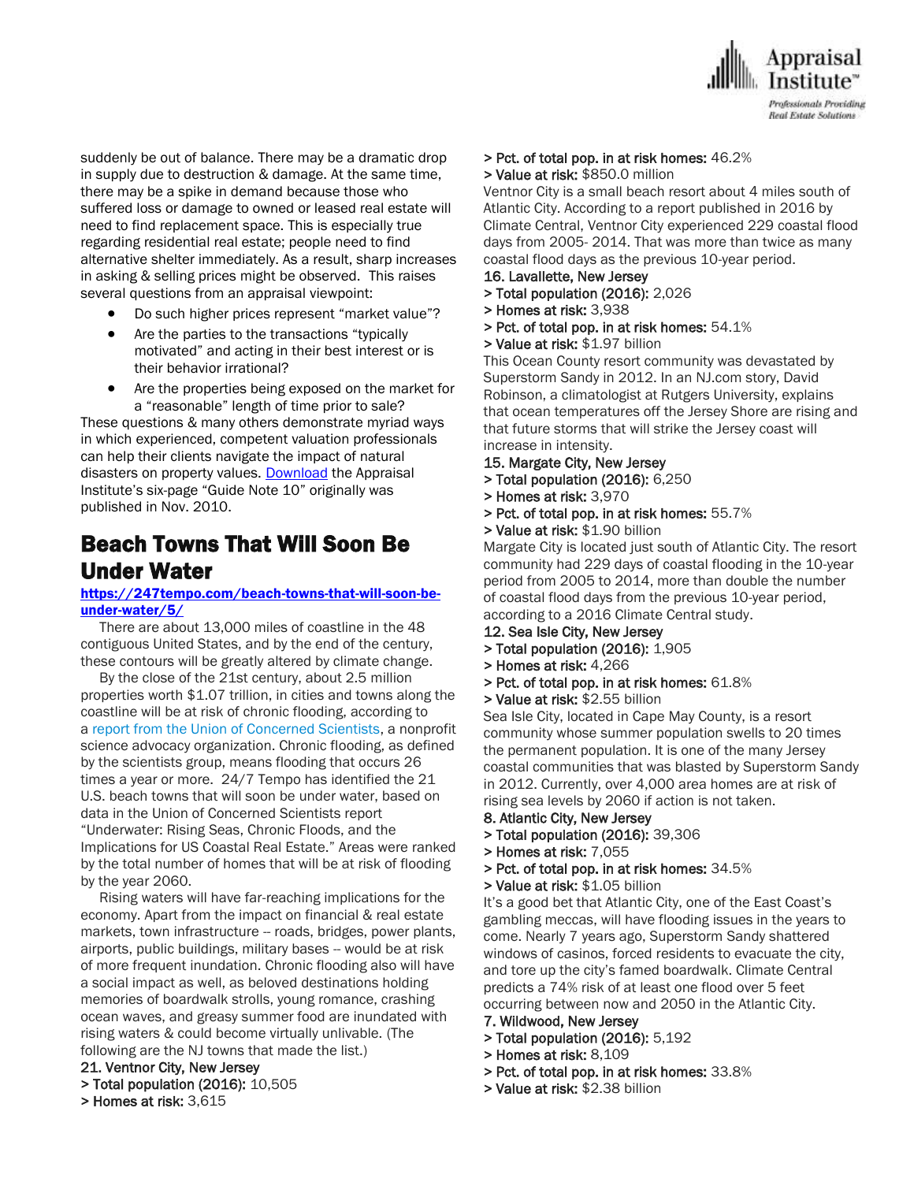suddenly be out of balance. There may be a dramatic drop in supply due to destruction & damage. At the same time, there may be a spike in demand because those who suffered loss or damage to owned or leased real estate will need to find replacement space. This is especially true regarding residential real estate; people need to find alternative shelter immediately. As a result, sharp increases in asking & selling prices might be observed. This raises several questions from an appraisal viewpoint:

- Do such higher prices represent "market value"?
- Are the parties to the transactions "typically motivated" and acting in their best interest or is their behavior irrational?
- Are the properties being exposed on the market for a "reasonable" length of time prior to sale?

These questions & many others demonstrate myriad ways in which experienced, competent valuation professionals can help their clients navigate the impact of natural disasters on property values. Download the Appraisal Institute's six-page "Guide Note 10" originally was published in Nov. 2010.

## Beach Towns That Will Soon Be Under Water

**https://247tempo.com/beach-towns-that-will-soon-be-under-water/5/**

There are about 13,000 miles of coastline in the 48 contiguous United States, and by the end of the century, these contours will be greatly altered by climate change.

By the close of the 21st century, about 2.5 million properties worth $1.07 trillion, in cities and towns along the coastline will be at risk of chronic flooding, according to a report from the Union of Concerned Scientists, a nonprofit science advocacy organization. Chronic flooding, as defined by the scientists group, means flooding that occurs 26 times a year or more. 24/7 Tempo has identified the 21 U.S. beach towns that will soon be under water, based on data in the Union of Concerned Scientists report "Underwater: Rising Seas, Chronic Floods, and the Implications for US Coastal Real Estate." Areas were ranked by the total number of homes that will be at risk of flooding by the year 2060.

Rising waters will have far-reaching implications for the economy. Apart from the impact on financial & real estate markets, town infrastructure -- roads, bridges, power plants, airports, public buildings, military bases -- would be at risk of more frequent inundation. Chronic flooding also will have a social impact as well, as beloved destinations holding memories of boardwalk strolls, young romance, crashing ocean waves, and greasy summer food are inundated with rising waters & could become virtually unlivable. (The following are the NJ towns that made the list.)

**21. Ventnor City, New Jersey**
> **Total population (2016):** 10,505
> **Homes at risk:** 3,615
> **Pct. of total pop. in at risk homes:** 46.2%
> **Value at risk:** $850.0 million

Ventnor City is a small beach resort about 4 miles south of Atlantic City. According to a report published in 2016 by Climate Central, Ventnor City experienced 229 coastal flood days from 2005- 2014. That was more than twice as many coastal flood days as the previous 10-year period.

**16. Lavallette, New Jersey**
> **Total population (2016):** 2,026
> **Homes at risk:** 3,938
> **Pct. of total pop. in at risk homes:** 54.1%
> **Value at risk:** $1.97 billion

This Ocean County resort community was devastated by Superstorm Sandy in 2012. In an NJ.com story, David Robinson, a climatologist at Rutgers University, explains that ocean temperatures off the Jersey Shore are rising and that future storms that will strike the Jersey coast will increase in intensity.

**15. Margate City, New Jersey**
> **Total population (2016):** 6,250
> **Homes at risk:** 3,970
> **Pct. of total pop. in at risk homes:** 55.7%
> **Value at risk:** $1.90 billion

Margate City is located just south of Atlantic City. The resort community had 229 days of coastal flooding in the 10-year period from 2005 to 2014, more than double the number of coastal flood days from the previous 10-year period, according to a 2016 Climate Central study.

**12. Sea Isle City, New Jersey**
> **Total population (2016):** 1,905
> **Homes at risk:** 4,266
> **Pct. of total pop. in at risk homes:** 61.8%
> **Value at risk:** $2.55 billion

Sea Isle City, located in Cape May County, is a resort community whose summer population swells to 20 times the permanent population. It is one of the many Jersey coastal communities that was blasted by Superstorm Sandy in 2012. Currently, over 4,000 area homes are at risk of rising sea levels by 2060 if action is not taken.

**8. Atlantic City, New Jersey**
> **Total population (2016):** 39,306
> **Homes at risk:** 7,055
> **Pct. of total pop. in at risk homes:** 34.5%
> **Value at risk:** $1.05 billion

It's a good bet that Atlantic City, one of the East Coast's gambling meccas, will have flooding issues in the years to come. Nearly 7 years ago, Superstorm Sandy shattered windows of casinos, forced residents to evacuate the city, and tore up the city's famed boardwalk. Climate Central predicts a 74% risk of at least one flood over 5 feet occurring between now and 2050 in the Atlantic City.

**7. Wildwood, New Jersey**
> **Total population (2016):** 5,192
> **Homes at risk:** 8,109
> **Pct. of total pop. in at risk homes:** 33.8%
> **Value at risk:** $2.38 billion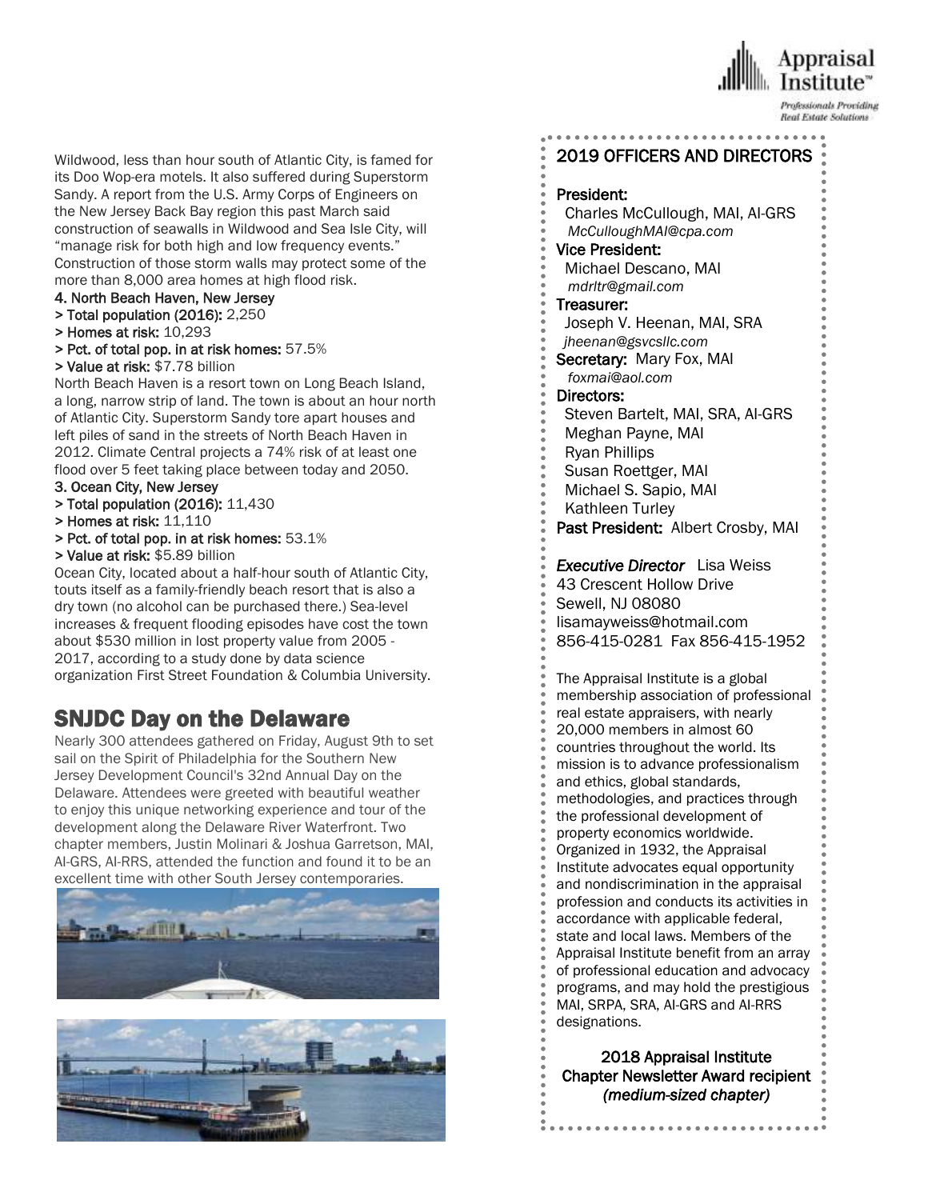Wildwood, less than hour south of Atlantic City, is famed for its Doo Wop-era motels. It also suffered during Superstorm Sandy. A report from the U.S. Army Corps of Engineers on the New Jersey Back Bay region this past March said construction of seawalls in Wildwood and Sea Isle City, will "manage risk for both high and low frequency events." Construction of those storm walls may protect some of the more than 8,000 area homes at high flood risk.

**4. North Beach Haven, New Jersey**

- **> Total population (2016):** 2,250
- **> Homes at risk:** 10,293
- **> Pct. of total pop. in at risk homes:** 57.5%
- **> Value at risk:** $7.78 billion

North Beach Haven is a resort town on Long Beach Island, a long, narrow strip of land. The town is about an hour north of Atlantic City. Superstorm Sandy tore apart houses and left piles of sand in the streets of North Beach Haven in 2012. Climate Central projects a 74% risk of at least one flood over 5 feet taking place between today and 2050.

**3. Ocean City, New Jersey**

- **> Total population (2016):** 11,430
- **> Homes at risk:** 11,110
- **> Pct. of total pop. in at risk homes:** 53.1%
- **> Value at risk:** $5.89 billion

Ocean City, located about a half-hour south of Atlantic City, touts itself as a family-friendly beach resort that is also a dry town (no alcohol can be purchased there.) Sea-level increases & frequent flooding episodes have cost the town about $530 million in lost property value from 2005 - 2017, according to a study done by data science organization First Street Foundation & Columbia University.

## SNJDC Day on the Delaware

Nearly 300 attendees gathered on Friday, August 9th to set sail on the Spirit of Philadelphia for the Southern New Jersey Development Council's 32nd Annual Day on the Delaware. Attendees were greeted with beautiful weather to enjoy this unique networking experience and tour of the development along the Delaware River Waterfront. Two chapter members, Justin Molinari & Joshua Garretson, MAI, AI-GRS, AI-RRS, attended the function and found it to be an excellent time with other South Jersey contemporaries.

Appraisal Institute™
*Professionals Providing Real Estate Solutions*

### 2019 OFFICERS AND DIRECTORS

**President:**
Charles McCullough, MAI, AI-GRS
*McCulloughMAI@cpa.com*

**Vice President:**
Michael Descano, MAI
*mdrltr@gmail.com*

**Treasurer:**
Joseph V. Heenan, MAI, SRA
*jheenan@gsvcsllc.com*

**Secretary:** Mary Fox, MAI
*foxmai@aol.com*

**Directors:**
Steven Bartelt, MAI, SRA, AI-GRS
Meghan Payne, MAI
Ryan Phillips
Susan Roettger, MAI
Michael S. Sapio, MAI
Kathleen Turley

**Past President:** Albert Crosby, MAI

***Executive Director*** Lisa Weiss
43 Crescent Hollow Drive
Sewell, NJ 08080
lisamayweiss@hotmail.com
856-415-0281 Fax 856-415-1952

The Appraisal Institute is a global membership association of professional real estate appraisers, with nearly 20,000 members in almost 60 countries throughout the world. Its mission is to advance professionalism and ethics, global standards, methodologies, and practices through the professional development of property economics worldwide. Organized in 1932, the Appraisal Institute advocates equal opportunity and nondiscrimination in the appraisal profession and conducts its activities in accordance with applicable federal, state and local laws. Members of the Appraisal Institute benefit from an array of professional education and advocacy programs, and may hold the prestigious MAI, SRPA, SRA, AI-GRS and AI-RRS designations.

2018 Appraisal Institute
Chapter Newsletter Award recipient
*(medium-sized chapter)*